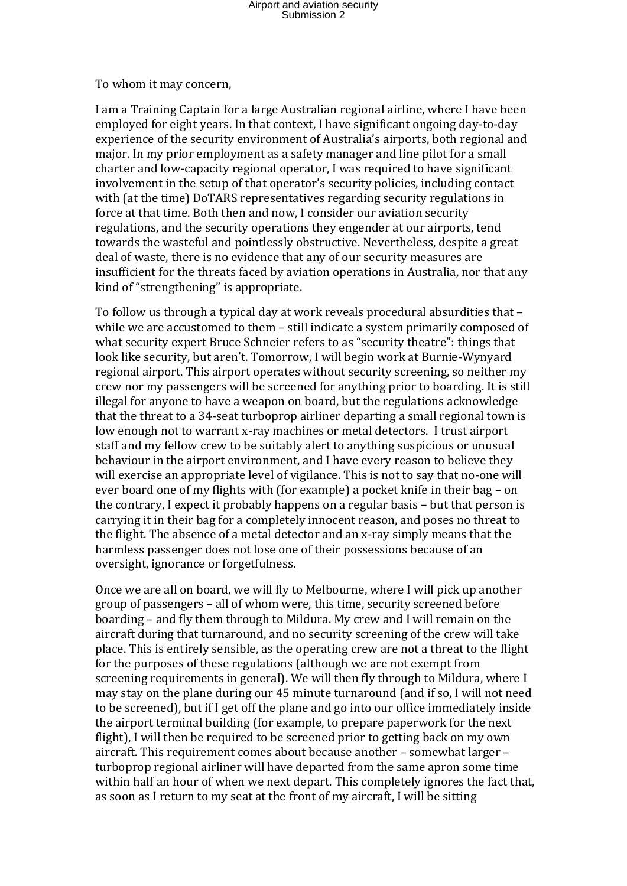To whom it may concern,

I am a Training Captain for a large Australian regional airline, where I have been employed for eight years. In that context, I have significant ongoing day-to-day experience of the security environment of Australia's airports, both regional and major. In my prior employment as a safety manager and line pilot for a small charter and low-capacity regional operator, I was required to have significant involvement in the setup of that operator's security policies, including contact with (at the time) DoTARS representatives regarding security regulations in force at that time. Both then and now, I consider our aviation security regulations, and the security operations they engender at our airports, tend towards the wasteful and pointlessly obstructive. Nevertheless, despite a great deal of waste, there is no evidence that any of our security measures are insufficient for the threats faced by aviation operations in Australia, nor that any kind of "strengthening" is appropriate.

To follow us through a typical day at work reveals procedural absurdities that – while we are accustomed to them – still indicate a system primarily composed of what security expert Bruce Schneier refers to as "security theatre": things that look like security, but aren't. Tomorrow, I will begin work at Burnie-Wynyard regional airport. This airport operates without security screening, so neither my crew nor my passengers will be screened for anything prior to boarding. It is still illegal for anyone to have a weapon on board, but the regulations acknowledge that the threat to a 34-seat turboprop airliner departing a small regional town is low enough not to warrant x-ray machines or metal detectors. I trust airport staff and my fellow crew to be suitably alert to anything suspicious or unusual behaviour in the airport environment, and I have every reason to believe they will exercise an appropriate level of vigilance. This is not to say that no-one will ever board one of my flights with (for example) a pocket knife in their bag – on the contrary, I expect it probably happens on a regular basis – but that person is carrying it in their bag for a completely innocent reason, and poses no threat to the flight. The absence of a metal detector and an x-ray simply means that the harmless passenger does not lose one of their possessions because of an oversight, ignorance or forgetfulness.

Once we are all on board, we will fly to Melbourne, where I will pick up another group of passengers – all of whom were, this time, security screened before boarding – and fly them through to Mildura. My crew and I will remain on the aircraft during that turnaround, and no security screening of the crew will take place. This is entirely sensible, as the operating crew are not a threat to the flight for the purposes of these regulations (although we are not exempt from screening requirements in general). We will then fly through to Mildura, where I may stay on the plane during our 45 minute turnaround (and if so, I will not need to be screened), but if I get off the plane and go into our office immediately inside the airport terminal building (for example, to prepare paperwork for the next flight), I will then be required to be screened prior to getting back on my own aircraft. This requirement comes about because another – somewhat larger – turboprop regional airliner will have departed from the same apron some time within half an hour of when we next depart. This completely ignores the fact that, as soon as I return to my seat at the front of my aircraft, I will be sitting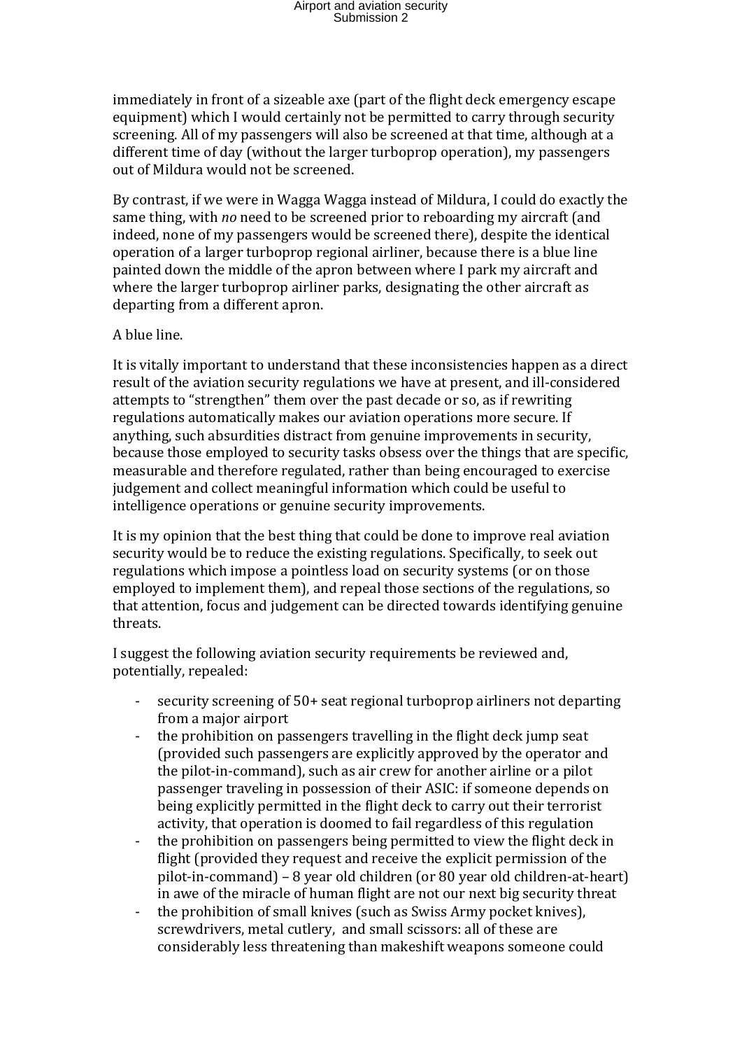immediately in front of a sizeable axe (part of the flight deck emergency escape equipment) which I would certainly not be permitted to carry through security screening. All of my passengers will also be screened at that time, although at a different time of day (without the larger turboprop operation), my passengers out of Mildura would not be screened.

By contrast, if we were in Wagga Wagga instead of Mildura, I could do exactly the same thing, with *no* need to be screened prior to reboarding my aircraft (and indeed, none of my passengers would be screened there), despite the identical operation of a larger turboprop regional airliner, because there is a blue line painted down the middle of the apron between where I park my aircraft and where the larger turboprop airliner parks, designating the other aircraft as departing from a different apron.

A blue line.

It is vitally important to understand that these inconsistencies happen as a direct result of the aviation security regulations we have at present, and ill-considered attempts to “strengthen” them over the past decade or so, as if rewriting regulations automatically makes our aviation operations more secure. If anything, such absurdities distract from genuine improvements in security, because those employed to security tasks obsess over the things that are specific, measurable and therefore regulated, rather than being encouraged to exercise judgement and collect meaningful information which could be useful to intelligence operations or genuine security improvements.

It is my opinion that the best thing that could be done to improve real aviation security would be to reduce the existing regulations. Specifically, to seek out regulations which impose a pointless load on security systems (or on those employed to implement them), and repeal those sections of the regulations, so that attention, focus and judgement can be directed towards identifying genuine threats.

I suggest the following aviation security requirements be reviewed and, potentially, repealed:

- security screening of 50+ seat regional turboprop airliners not departing from a major airport
- the prohibition on passengers travelling in the flight deck jump seat (provided such passengers are explicitly approved by the operator and the pilot-in-command), such as air crew for another airline or a pilot passenger traveling in possession of their ASIC: if someone depends on being explicitly permitted in the flight deck to carry out their terrorist activity, that operation is doomed to fail regardless of this regulation
- the prohibition on passengers being permitted to view the flight deck in flight (provided they request and receive the explicit permission of the pilot-in-command) – 8 year old children (or 80 year old children-at-heart) in awe of the miracle of human flight are not our next big security threat
- the prohibition of small knives (such as Swiss Army pocket knives), screwdrivers, metal cutlery, and small scissors: all of these are considerably less threatening than makeshift weapons someone could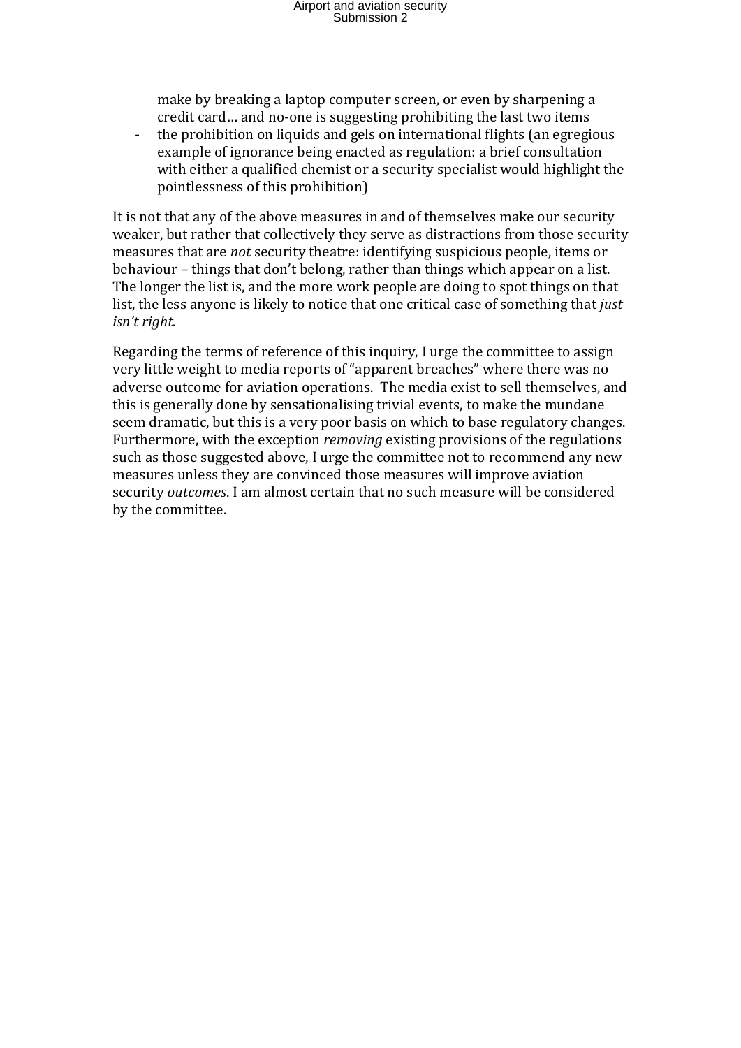make by breaking a laptop computer screen, or even by sharpening a credit card… and no-one is suggesting prohibiting the last two items

- the prohibition on liquids and gels on international flights (an egregious example of ignorance being enacted as regulation: a brief consultation with either a qualified chemist or a security specialist would highlight the pointlessness of this prohibition)

It is not that any of the above measures in and of themselves make our security weaker, but rather that collectively they serve as distractions from those security measures that are *not* security theatre: identifying suspicious people, items or behaviour – things that don't belong, rather than things which appear on a list. The longer the list is, and the more work people are doing to spot things on that list, the less anyone is likely to notice that one critical case of something that *just isn't right*.

Regarding the terms of reference of this inquiry, I urge the committee to assign very little weight to media reports of "apparent breaches" where there was no adverse outcome for aviation operations. The media exist to sell themselves, and this is generally done by sensationalising trivial events, to make the mundane seem dramatic, but this is a very poor basis on which to base regulatory changes. Furthermore, with the exception *removing* existing provisions of the regulations such as those suggested above, I urge the committee not to recommend any new measures unless they are convinced those measures will improve aviation security *outcomes*. I am almost certain that no such measure will be considered by the committee.